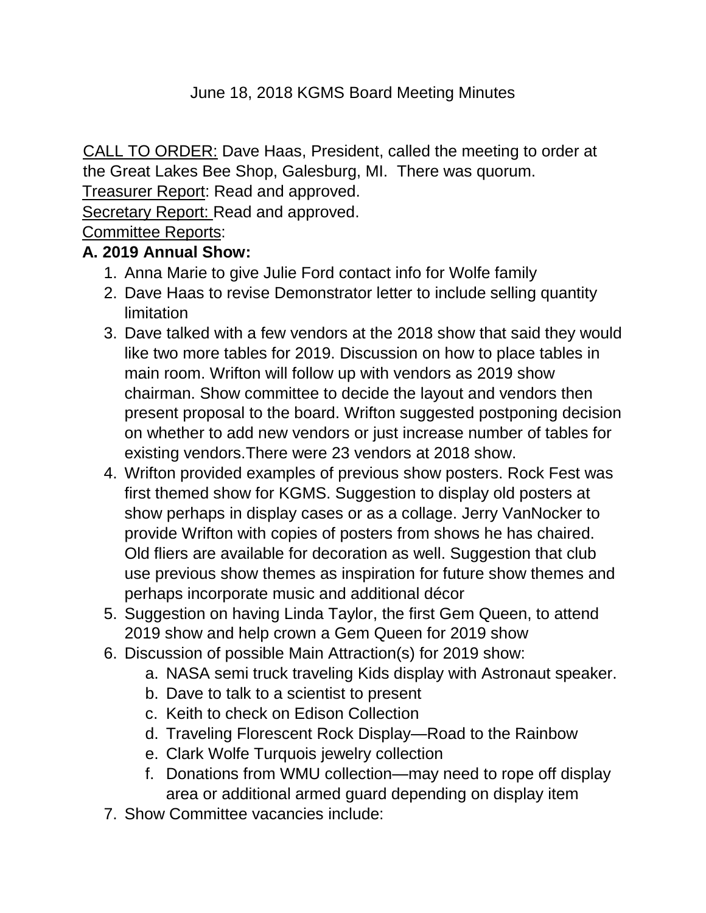# June 18, 2018 KGMS Board Meeting Minutes

<u>CALL TO ORDER:</u> Dave Haas, President, called the meeting to order at the Great Lakes Bee Shop, Galesburg, MI. There was quorum.

<u>Treasurer Report</u>: Read and approved.

<u>Secretary Report:</u> Read and approved.

<u>Committee Reports</u>:

**A. 2019 Annual Show:**

1. Anna Marie to give Julie Ford contact info for Wolfe family
2. Dave Haas to revise Demonstrator letter to include selling quantity limitation
3. Dave talked with a few vendors at the 2018 show that said they would like two more tables for 2019. Discussion on how to place tables in main room. Wrifton will follow up with vendors as 2019 show chairman. Show committee to decide the layout and vendors then present proposal to the board. Wrifton suggested postponing decision on whether to add new vendors or just increase number of tables for existing vendors.There were 23 vendors at 2018 show.
4. Wrifton provided examples of previous show posters. Rock Fest was first themed show for KGMS. Suggestion to display old posters at show perhaps in display cases or as a collage. Jerry VanNocker to provide Wrifton with copies of posters from shows he has chaired. Old fliers are available for decoration as well. Suggestion that club use previous show themes as inspiration for future show themes and perhaps incorporate music and additional décor
5. Suggestion on having Linda Taylor, the first Gem Queen, to attend 2019 show and help crown a Gem Queen for 2019 show
6. Discussion of possible Main Attraction(s) for 2019 show:
   a. NASA semi truck traveling Kids display with Astronaut speaker.
   b. Dave to talk to a scientist to present
   c. Keith to check on Edison Collection
   d. Traveling Florescent Rock Display—Road to the Rainbow
   e. Clark Wolfe Turquois jewelry collection
   f. Donations from WMU collection—may need to rope off display area or additional armed guard depending on display item
7. Show Committee vacancies include: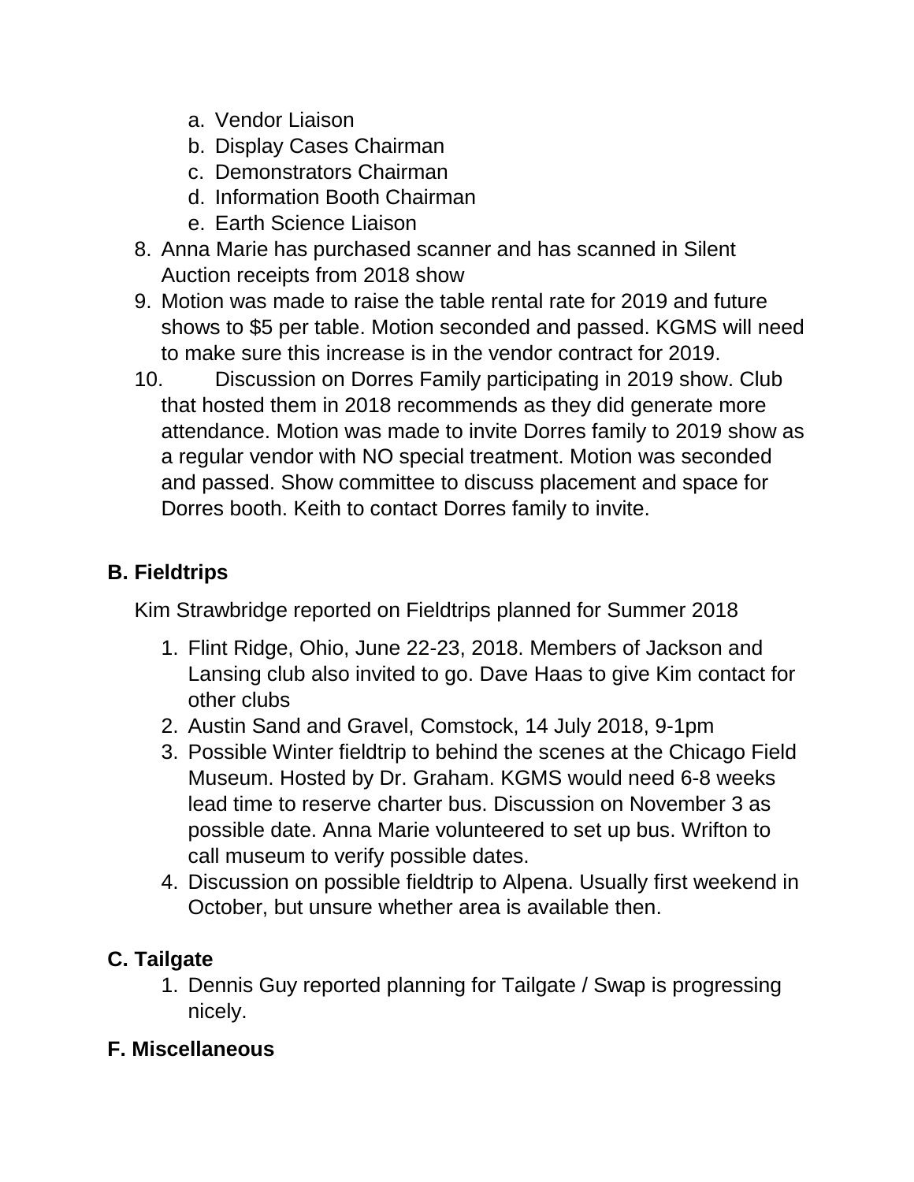a. Vendor Liaison
   b. Display Cases Chairman
   c. Demonstrators Chairman
   d. Information Booth Chairman
   e. Earth Science Liaison
8. Anna Marie has purchased scanner and has scanned in Silent Auction receipts from 2018 show
9. Motion was made to raise the table rental rate for 2019 and future shows to $5 per table. Motion seconded and passed. KGMS will need to make sure this increase is in the vendor contract for 2019.
10. Discussion on Dorres Family participating in 2019 show. Club that hosted them in 2018 recommends as they did generate more attendance. Motion was made to invite Dorres family to 2019 show as a regular vendor with NO special treatment. Motion was seconded and passed. Show committee to discuss placement and space for Dorres booth. Keith to contact Dorres family to invite.

**B. Fieldtrips**

Kim Strawbridge reported on Fieldtrips planned for Summer 2018

1. Flint Ridge, Ohio, June 22-23, 2018. Members of Jackson and Lansing club also invited to go. Dave Haas to give Kim contact for other clubs
2. Austin Sand and Gravel, Comstock, 14 July 2018, 9-1pm
3. Possible Winter fieldtrip to behind the scenes at the Chicago Field Museum. Hosted by Dr. Graham. KGMS would need 6-8 weeks lead time to reserve charter bus. Discussion on November 3 as possible date. Anna Marie volunteered to set up bus. Wrifton to call museum to verify possible dates.
4. Discussion on possible fieldtrip to Alpena. Usually first weekend in October, but unsure whether area is available then.

**C. Tailgate**

1. Dennis Guy reported planning for Tailgate / Swap is progressing nicely.

**F. Miscellaneous**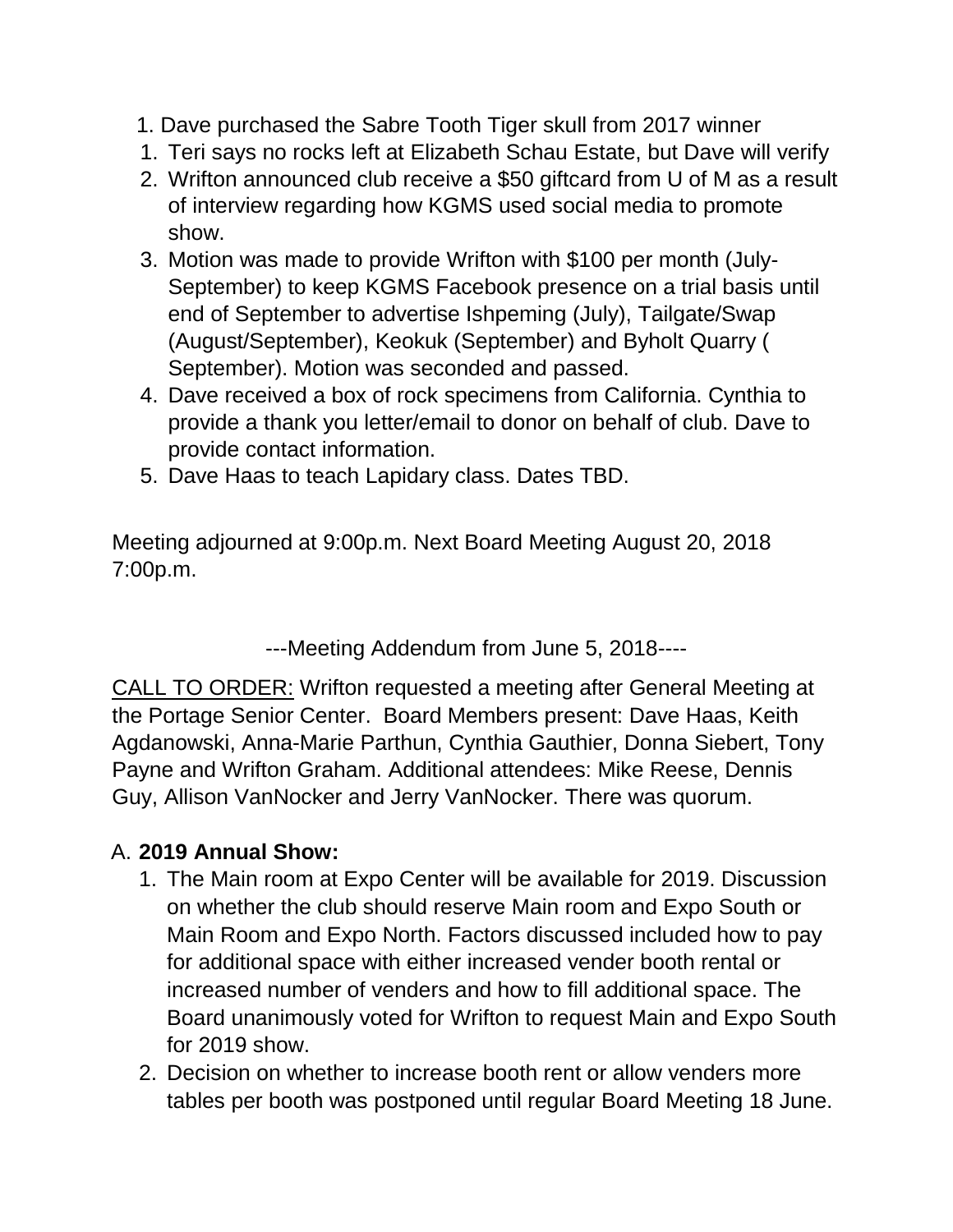1. Dave purchased the Sabre Tooth Tiger skull from 2017 winner
1. Teri says no rocks left at Elizabeth Schau Estate, but Dave will verify
2. Wrifton announced club receive a $50 giftcard from U of M as a result of interview regarding how KGMS used social media to promote show.
3. Motion was made to provide Wrifton with $100 per month (July-September) to keep KGMS Facebook presence on a trial basis until end of September to advertise Ishpeming (July), Tailgate/Swap (August/September), Keokuk (September) and Byholt Quarry ( September). Motion was seconded and passed.
4. Dave received a box of rock specimens from California. Cynthia to provide a thank you letter/email to donor on behalf of club. Dave to provide contact information.
5. Dave Haas to teach Lapidary class. Dates TBD.

Meeting adjourned at 9:00p.m. Next Board Meeting August 20, 2018 7:00p.m.

---Meeting Addendum from June 5, 2018----

CALL TO ORDER: Wrifton requested a meeting after General Meeting at the Portage Senior Center. Board Members present: Dave Haas, Keith Agdanowski, Anna-Marie Parthun, Cynthia Gauthier, Donna Siebert, Tony Payne and Wrifton Graham. Additional attendees: Mike Reese, Dennis Guy, Allison VanNocker and Jerry VanNocker. There was quorum.

A. **2019 Annual Show:**

1. The Main room at Expo Center will be available for 2019. Discussion on whether the club should reserve Main room and Expo South or Main Room and Expo North. Factors discussed included how to pay for additional space with either increased vender booth rental or increased number of venders and how to fill additional space. The Board unanimously voted for Wrifton to request Main and Expo South for 2019 show.
2. Decision on whether to increase booth rent or allow venders more tables per booth was postponed until regular Board Meeting 18 June.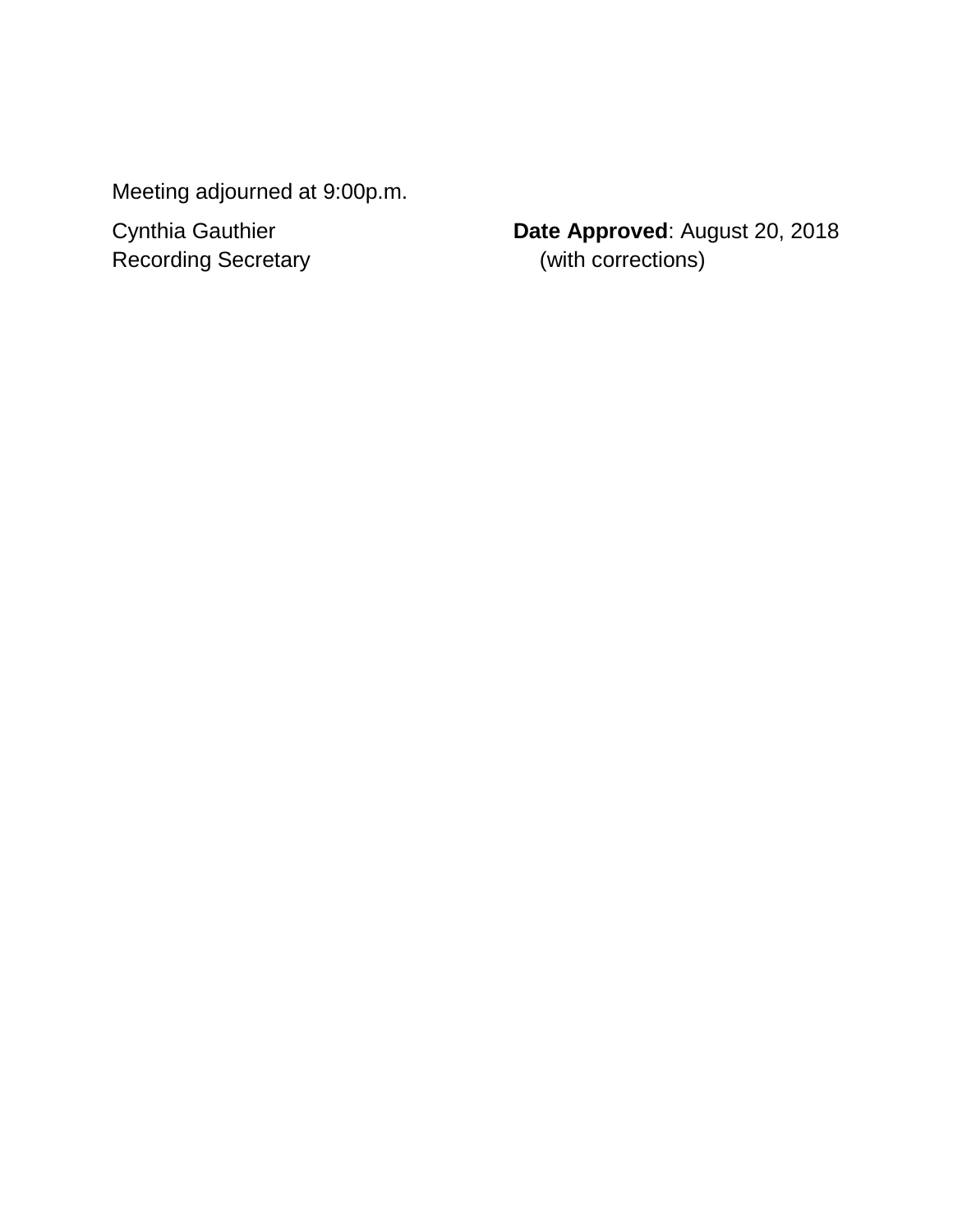Meeting adjourned at 9:00p.m.

Cynthia Gauthier
Recording Secretary

**Date Approved**: August 20, 2018
(with corrections)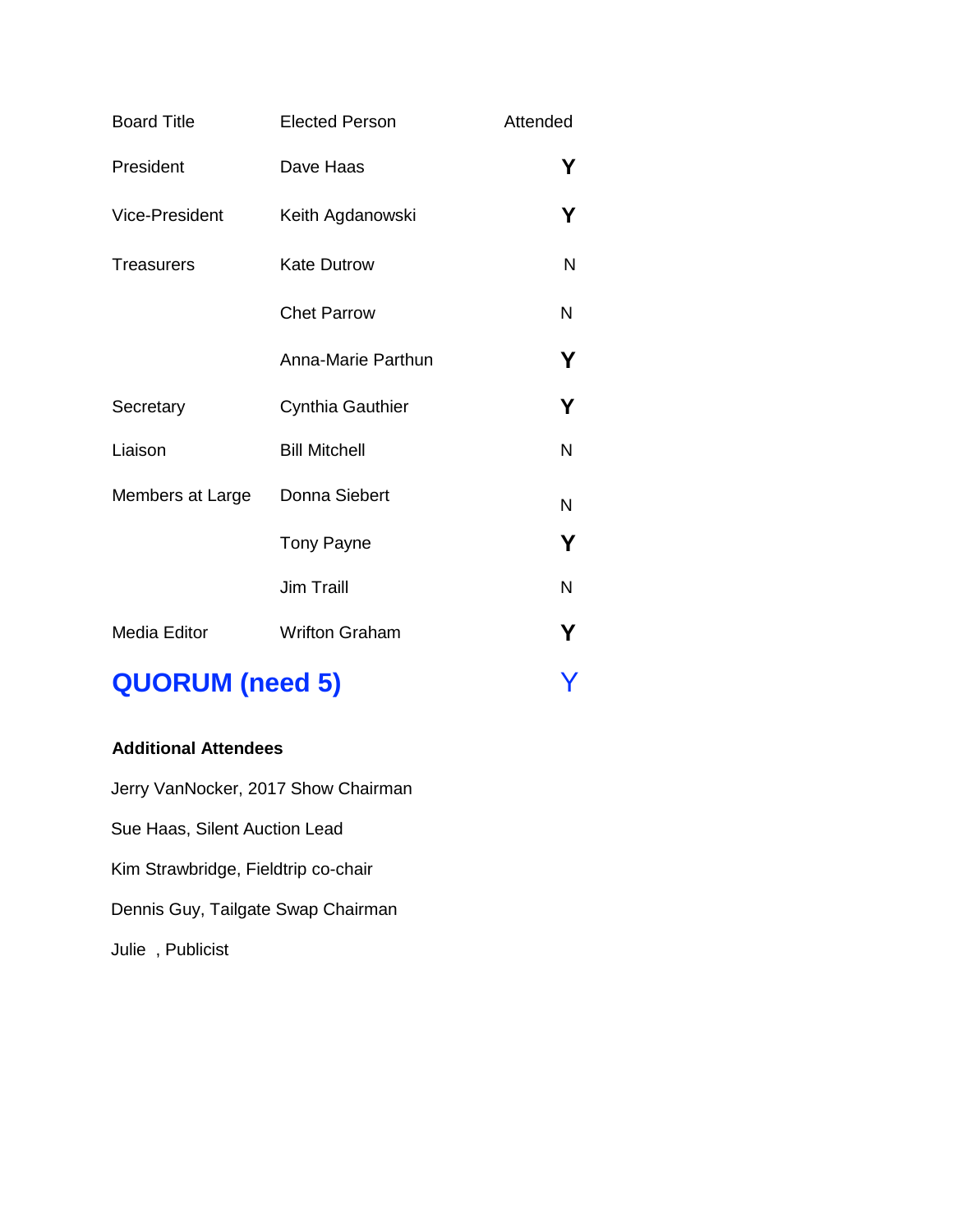| Board Title | Elected Person | Attended |
|---|---|---|
| President | Dave Haas | **Y** |
| Vice-President | Keith Agdanowski | **Y** |
| Treasurers | Kate Dutrow | N |
| | Chet Parrow | N |
| | Anna-Marie Parthun | **Y** |
| Secretary | Cynthia Gauthier | **Y** |
| Liaison | Bill Mitchell | N |
| Members at Large | Donna Siebert | N |
| | Tony Payne | **Y** |
| | Jim Traill | N |
| Media Editor | Wrifton Graham | **Y** |
| **QUORUM (need 5)** | | Y |

**Additional Attendees**

Jerry VanNocker, 2017 Show Chairman

Sue Haas, Silent Auction Lead

Kim Strawbridge, Fieldtrip co-chair

Dennis Guy, Tailgate Swap Chairman

Julie , Publicist